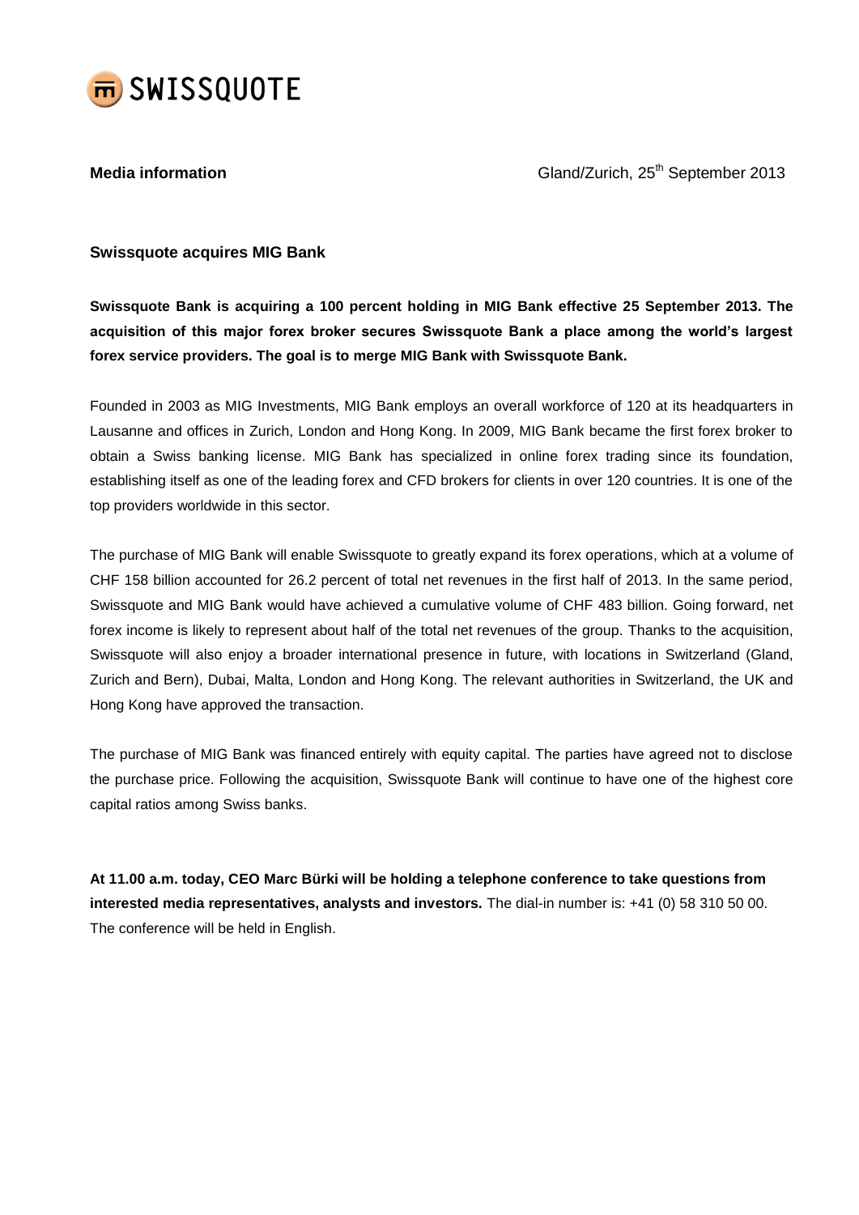SWISSQUOTE

**Media information**

Gland/Zurich, 25th September 2013

### Swissquote acquires MIG Bank

**Swissquote Bank is acquiring a 100 percent holding in MIG Bank effective 25 September 2013. The acquisition of this major forex broker secures Swissquote Bank a place among the world's largest forex service providers. The goal is to merge MIG Bank with Swissquote Bank.**

Founded in 2003 as MIG Investments, MIG Bank employs an overall workforce of 120 at its headquarters in Lausanne and offices in Zurich, London and Hong Kong. In 2009, MIG Bank became the first forex broker to obtain a Swiss banking license. MIG Bank has specialized in online forex trading since its foundation, establishing itself as one of the leading forex and CFD brokers for clients in over 120 countries. It is one of the top providers worldwide in this sector.

The purchase of MIG Bank will enable Swissquote to greatly expand its forex operations, which at a volume of CHF 158 billion accounted for 26.2 percent of total net revenues in the first half of 2013. In the same period, Swissquote and MIG Bank would have achieved a cumulative volume of CHF 483 billion. Going forward, net forex income is likely to represent about half of the total net revenues of the group. Thanks to the acquisition, Swissquote will also enjoy a broader international presence in future, with locations in Switzerland (Gland, Zurich and Bern), Dubai, Malta, London and Hong Kong. The relevant authorities in Switzerland, the UK and Hong Kong have approved the transaction.

The purchase of MIG Bank was financed entirely with equity capital. The parties have agreed not to disclose the purchase price. Following the acquisition, Swissquote Bank will continue to have one of the highest core capital ratios among Swiss banks.

**At 11.00 a.m. today, CEO Marc Bürki will be holding a telephone conference to take questions from interested media representatives, analysts and investors.** The dial-in number is: +41 (0) 58 310 50 00. The conference will be held in English.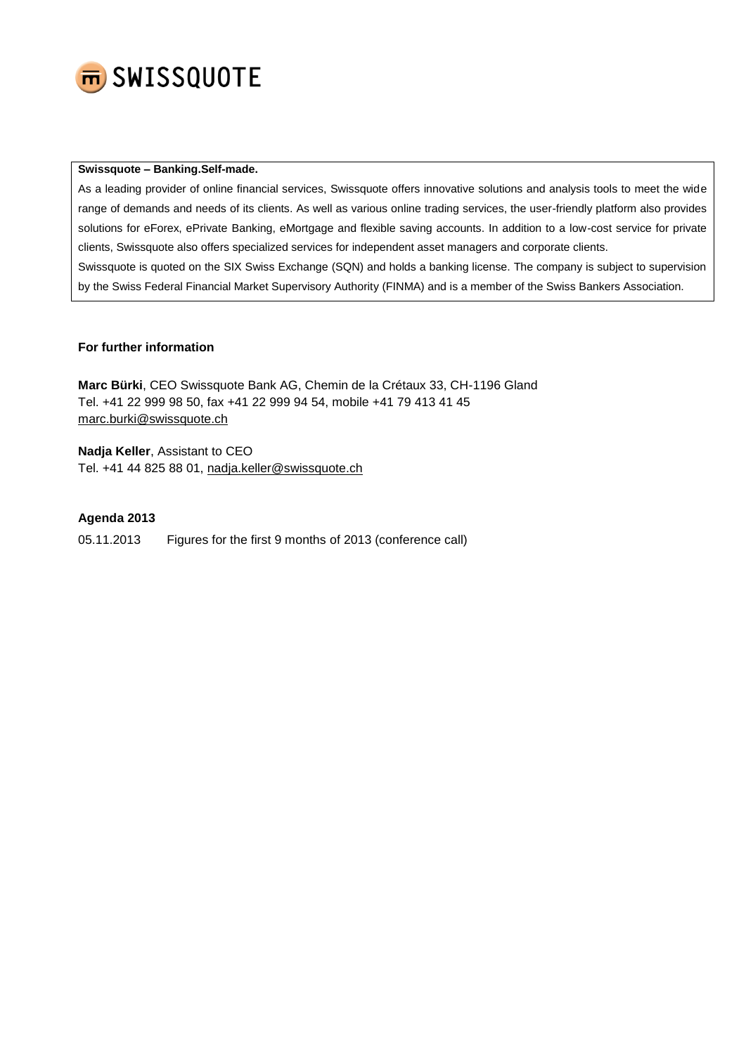**Swissquote – Banking.Self-made.**

As a leading provider of online financial services, Swissquote offers innovative solutions and analysis tools to meet the wide range of demands and needs of its clients. As well as various online trading services, the user-friendly platform also provides solutions for eForex, ePrivate Banking, eMortgage and flexible saving accounts. In addition to a low-cost service for private clients, Swissquote also offers specialized services for independent asset managers and corporate clients.

Swissquote is quoted on the SIX Swiss Exchange (SQN) and holds a banking license. The company is subject to supervision by the Swiss Federal Financial Market Supervisory Authority (FINMA) and is a member of the Swiss Bankers Association.

**For further information**

**Marc Bürki**, CEO Swissquote Bank AG, Chemin de la Crétaux 33, CH-1196 Gland
Tel. +41 22 999 98 50, fax +41 22 999 94 54, mobile +41 79 413 41 45
marc.burki@swissquote.ch

**Nadja Keller**, Assistant to CEO
Tel. +41 44 825 88 01, nadja.keller@swissquote.ch

**Agenda 2013**

05.11.2013 Figures for the first 9 months of 2013 (conference call)